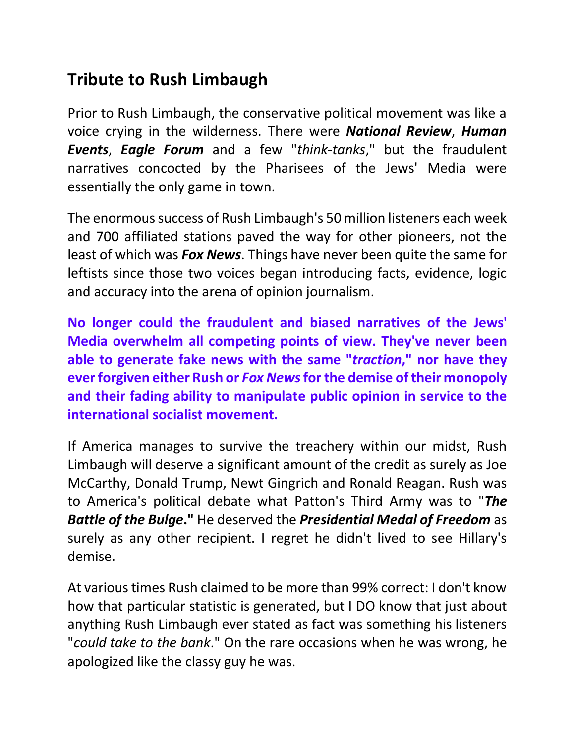## Tribute to Rush Limbaugh

Prior to Rush Limbaugh, the conservative political movement was like a voice crying in the wilderness. There were ***National Review***, ***Human Events***, ***Eagle Forum*** and a few "*think-tanks*," but the fraudulent narratives concocted by the Pharisees of the Jews' Media were essentially the only game in town.

The enormous success of Rush Limbaugh's 50 million listeners each week and 700 affiliated stations paved the way for other pioneers, not the least of which was ***Fox News***. Things have never been quite the same for leftists since those two voices began introducing facts, evidence, logic and accuracy into the arena of opinion journalism.

**No longer could the fraudulent and biased narratives of the Jews' Media overwhelm all competing points of view. They've never been able to generate fake news with the same "*traction*," nor have they ever forgiven either Rush or *Fox News* for the demise of their monopoly and their fading ability to manipulate public opinion in service to the international socialist movement.**

If America manages to survive the treachery within our midst, Rush Limbaugh will deserve a significant amount of the credit as surely as Joe McCarthy, Donald Trump, Newt Gingrich and Ronald Reagan. Rush was to America's political debate what Patton's Third Army was to "***The Battle of the Bulge*.**" He deserved the ***Presidential Medal of Freedom*** as surely as any other recipient. I regret he didn't lived to see Hillary's demise.

At various times Rush claimed to be more than 99% correct: I don't know how that particular statistic is generated, but I DO know that just about anything Rush Limbaugh ever stated as fact was something his listeners "*could take to the bank*." On the rare occasions when he was wrong, he apologized like the classy guy he was.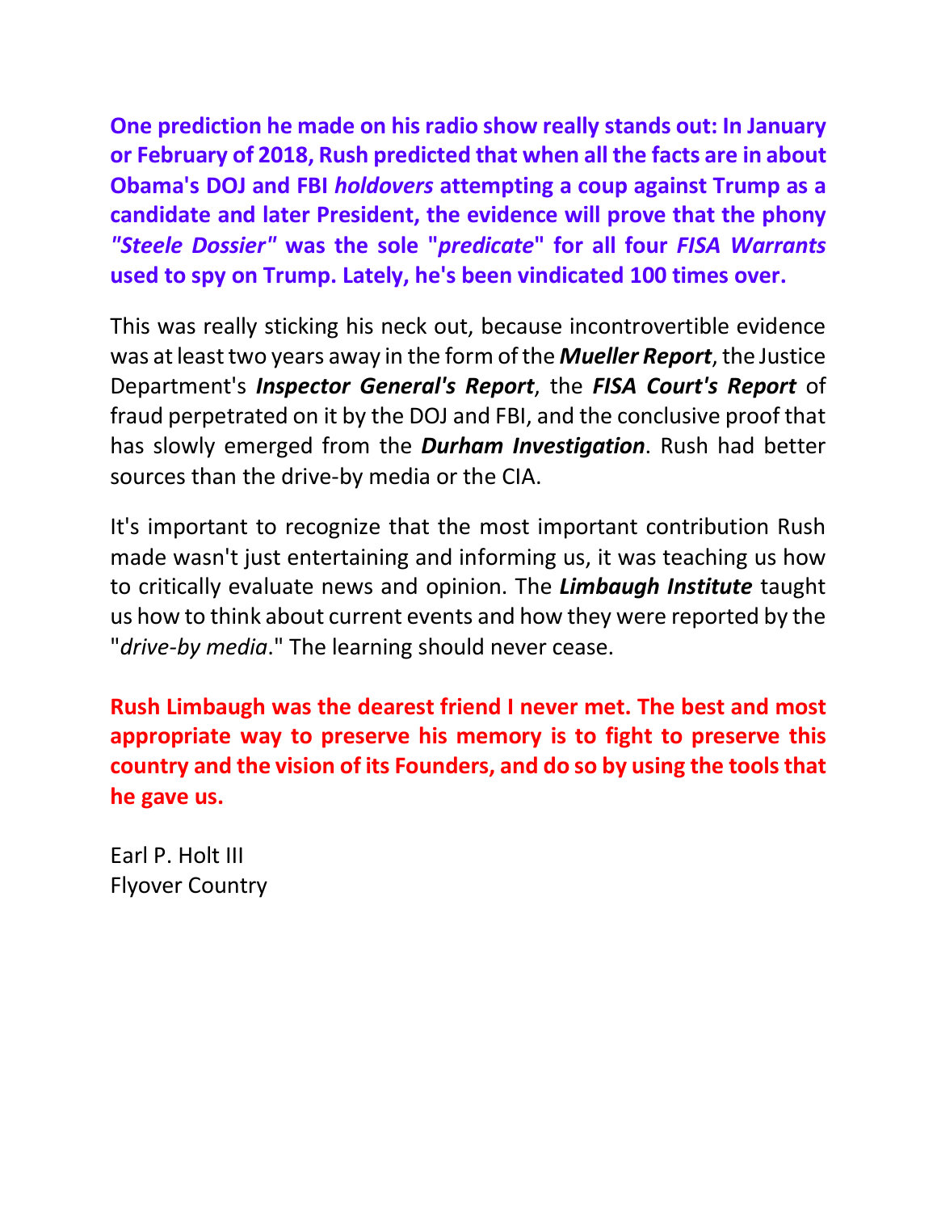**One prediction he made on his radio show really stands out: In January or February of 2018, Rush predicted that when all the facts are in about Obama's DOJ and FBI *holdovers* attempting a coup against Trump as a candidate and later President, the evidence will prove that the phony *"Steele Dossier"* was the sole "*predicate*" for all four *FISA Warrants* used to spy on Trump. Lately, he's been vindicated 100 times over.**

This was really sticking his neck out, because incontrovertible evidence was at least two years away in the form of the ***Mueller Report***, the Justice Department's ***Inspector General's Report***, the ***FISA Court's Report*** of fraud perpetrated on it by the DOJ and FBI, and the conclusive proof that has slowly emerged from the ***Durham Investigation***. Rush had better sources than the drive-by media or the CIA.

It's important to recognize that the most important contribution Rush made wasn't just entertaining and informing us, it was teaching us how to critically evaluate news and opinion. The ***Limbaugh Institute*** taught us how to think about current events and how they were reported by the "*drive-by media*." The learning should never cease.

**Rush Limbaugh was the dearest friend I never met. The best and most appropriate way to preserve his memory is to fight to preserve this country and the vision of its Founders, and do so by using the tools that he gave us.**

Earl P. Holt III
Flyover Country